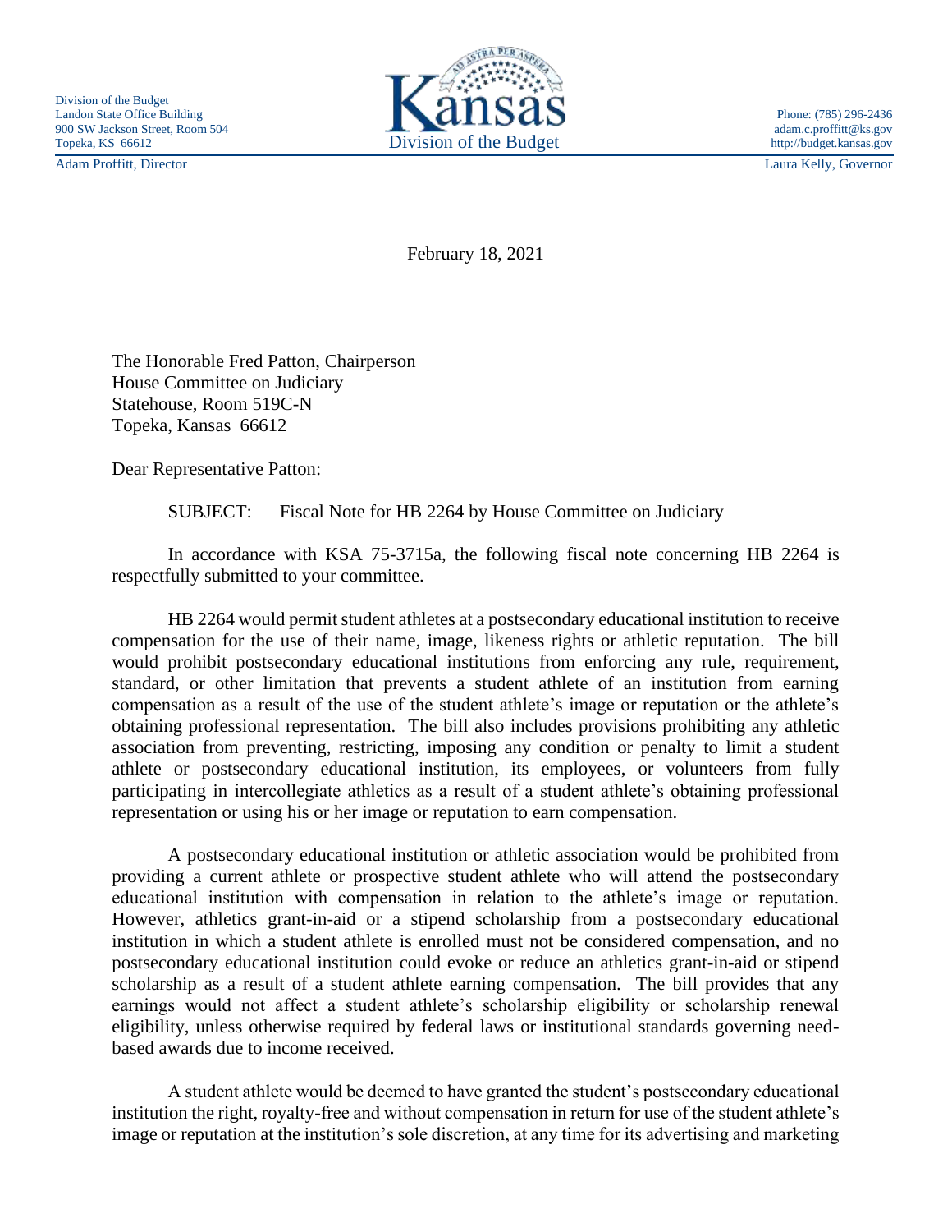Division of the Budget
Landon State Office Building
900 SW Jackson Street, Room 504
Topeka, KS 66612

Phone: (785) 296-2436
adam.c.proffitt@ks.gov
http://budget.kansas.gov

Kansas Division of the Budget

Adam Proffitt, Director

Laura Kelly, Governor

February 18, 2021

The Honorable Fred Patton, Chairperson
House Committee on Judiciary
Statehouse, Room 519C-N
Topeka, Kansas 66612

Dear Representative Patton:

SUBJECT: Fiscal Note for HB 2264 by House Committee on Judiciary

In accordance with KSA 75-3715a, the following fiscal note concerning HB 2264 is respectfully submitted to your committee.

HB 2264 would permit student athletes at a postsecondary educational institution to receive compensation for the use of their name, image, likeness rights or athletic reputation. The bill would prohibit postsecondary educational institutions from enforcing any rule, requirement, standard, or other limitation that prevents a student athlete of an institution from earning compensation as a result of the use of the student athlete's image or reputation or the athlete's obtaining professional representation. The bill also includes provisions prohibiting any athletic association from preventing, restricting, imposing any condition or penalty to limit a student athlete or postsecondary educational institution, its employees, or volunteers from fully participating in intercollegiate athletics as a result of a student athlete's obtaining professional representation or using his or her image or reputation to earn compensation.

A postsecondary educational institution or athletic association would be prohibited from providing a current athlete or prospective student athlete who will attend the postsecondary educational institution with compensation in relation to the athlete's image or reputation. However, athletics grant-in-aid or a stipend scholarship from a postsecondary educational institution in which a student athlete is enrolled must not be considered compensation, and no postsecondary educational institution could evoke or reduce an athletics grant-in-aid or stipend scholarship as a result of a student athlete earning compensation. The bill provides that any earnings would not affect a student athlete's scholarship eligibility or scholarship renewal eligibility, unless otherwise required by federal laws or institutional standards governing need-based awards due to income received.

A student athlete would be deemed to have granted the student's postsecondary educational institution the right, royalty-free and without compensation in return for use of the student athlete's image or reputation at the institution's sole discretion, at any time for its advertising and marketing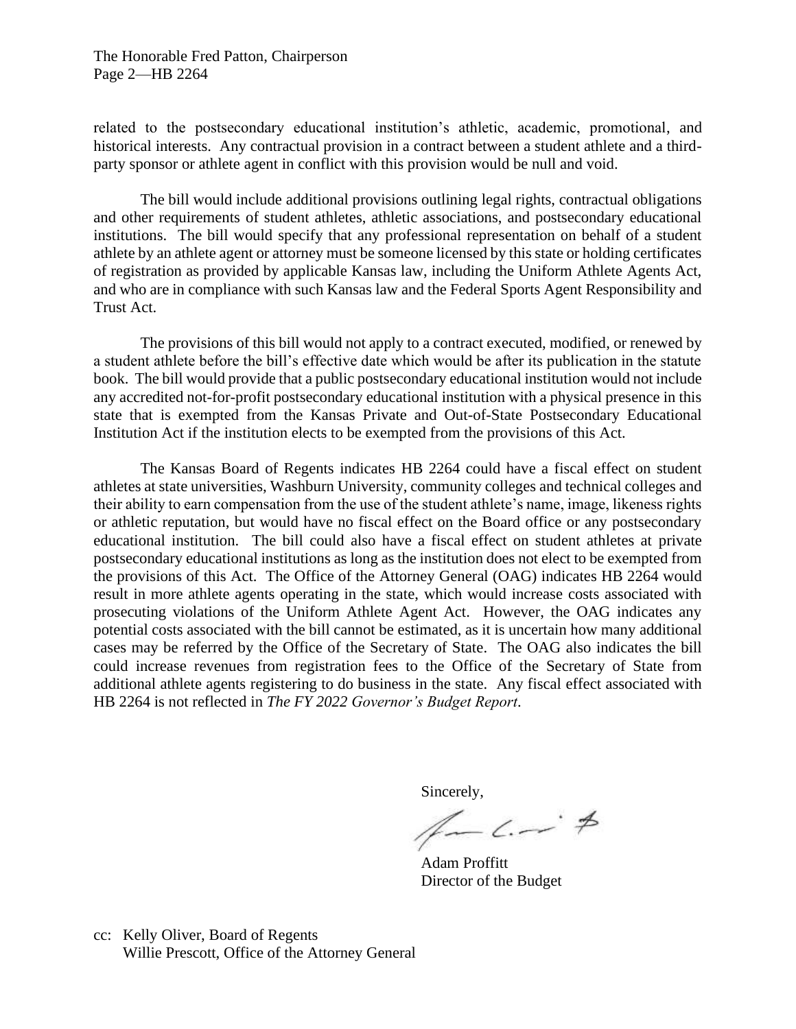related to the postsecondary educational institution's athletic, academic, promotional, and historical interests. Any contractual provision in a contract between a student athlete and a third-party sponsor or athlete agent in conflict with this provision would be null and void.

The bill would include additional provisions outlining legal rights, contractual obligations and other requirements of student athletes, athletic associations, and postsecondary educational institutions. The bill would specify that any professional representation on behalf of a student athlete by an athlete agent or attorney must be someone licensed by this state or holding certificates of registration as provided by applicable Kansas law, including the Uniform Athlete Agents Act, and who are in compliance with such Kansas law and the Federal Sports Agent Responsibility and Trust Act.

The provisions of this bill would not apply to a contract executed, modified, or renewed by a student athlete before the bill's effective date which would be after its publication in the statute book. The bill would provide that a public postsecondary educational institution would not include any accredited not-for-profit postsecondary educational institution with a physical presence in this state that is exempted from the Kansas Private and Out-of-State Postsecondary Educational Institution Act if the institution elects to be exempted from the provisions of this Act.

The Kansas Board of Regents indicates HB 2264 could have a fiscal effect on student athletes at state universities, Washburn University, community colleges and technical colleges and their ability to earn compensation from the use of the student athlete's name, image, likeness rights or athletic reputation, but would have no fiscal effect on the Board office or any postsecondary educational institution. The bill could also have a fiscal effect on student athletes at private postsecondary educational institutions as long as the institution does not elect to be exempted from the provisions of this Act. The Office of the Attorney General (OAG) indicates HB 2264 would result in more athlete agents operating in the state, which would increase costs associated with prosecuting violations of the Uniform Athlete Agent Act. However, the OAG indicates any potential costs associated with the bill cannot be estimated, as it is uncertain how many additional cases may be referred by the Office of the Secretary of State. The OAG also indicates the bill could increase revenues from registration fees to the Office of the Secretary of State from additional athlete agents registering to do business in the state. Any fiscal effect associated with HB 2264 is not reflected in *The FY 2022 Governor's Budget Report*.

Sincerely,

Adam Proffitt
Director of the Budget

cc: Kelly Oliver, Board of Regents
Willie Prescott, Office of the Attorney General